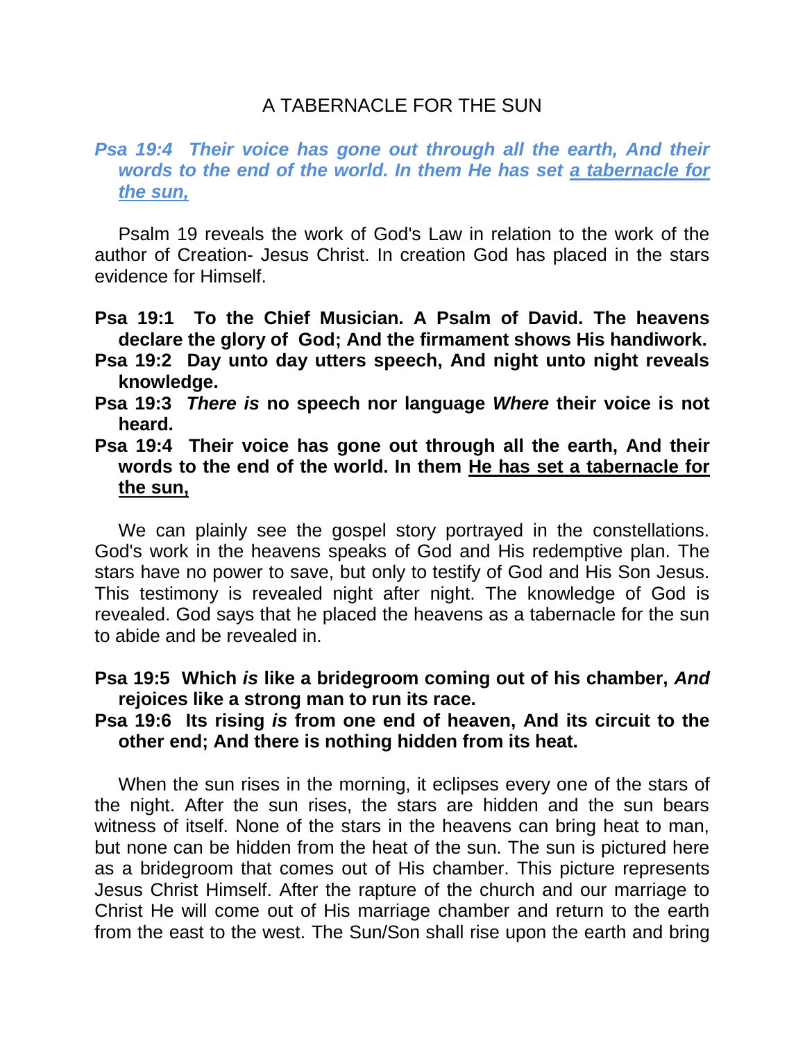# A TABERNACLE FOR THE SUN

***Psa 19:4 Their voice has gone out through all the earth, And their words to the end of the world. In them He has set a tabernacle for the sun,***

Psalm 19 reveals the work of God's Law in relation to the work of the author of Creation- Jesus Christ. In creation God has placed in the stars evidence for Himself.

**Psa 19:1 To the Chief Musician. A Psalm of David. The heavens declare the glory of God; And the firmament shows His handiwork.**
**Psa 19:2 Day unto day utters speech, And night unto night reveals knowledge.**
**Psa 19:3 *There is* no speech nor language *Where* their voice is not heard.**
**Psa 19:4 Their voice has gone out through all the earth, And their words to the end of the world. In them He has set a tabernacle for the sun,**

We can plainly see the gospel story portrayed in the constellations. God's work in the heavens speaks of God and His redemptive plan. The stars have no power to save, but only to testify of God and His Son Jesus. This testimony is revealed night after night. The knowledge of God is revealed. God says that he placed the heavens as a tabernacle for the sun to abide and be revealed in.

**Psa 19:5 Which *is* like a bridegroom coming out of his chamber, *And* rejoices like a strong man to run its race.**
**Psa 19:6 Its rising *is* from one end of heaven, And its circuit to the other end; And there is nothing hidden from its heat.**

When the sun rises in the morning, it eclipses every one of the stars of the night. After the sun rises, the stars are hidden and the sun bears witness of itself. None of the stars in the heavens can bring heat to man, but none can be hidden from the heat of the sun. The sun is pictured here as a bridegroom that comes out of His chamber. This picture represents Jesus Christ Himself. After the rapture of the church and our marriage to Christ He will come out of His marriage chamber and return to the earth from the east to the west. The Sun/Son shall rise upon the earth and bring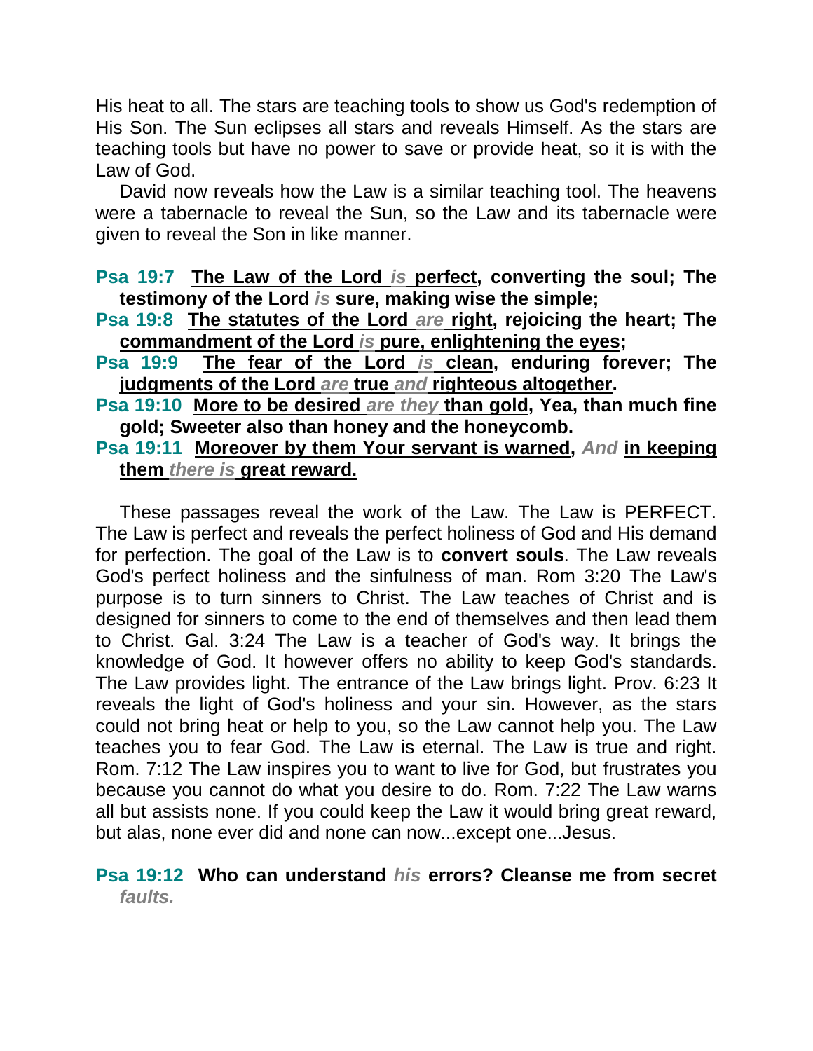His heat to all. The stars are teaching tools to show us God's redemption of His Son. The Sun eclipses all stars and reveals Himself. As the stars are teaching tools but have no power to save or provide heat, so it is with the Law of God.

David now reveals how the Law is a similar teaching tool. The heavens were a tabernacle to reveal the Sun, so the Law and its tabernacle were given to reveal the Son in like manner.

**Psa 19:7** **<u>The Law of the Lord *is* perfect</u>, converting the soul; The testimony of the Lord *is* sure, making wise the simple;**
**Psa 19:8** **<u>The statutes of the Lord *are* right</u>, rejoicing the heart; The <u>commandment of the Lord *is* pure, enlightening the eyes</u>;**
**Psa 19:9** **<u>The fear of the Lord *is* clean</u>, enduring forever; The <u>judgments of the Lord *are* true *and* righteous altogether</u>.**
**Psa 19:10** **<u>More to be desired *are they* than gold</u>, Yea, than much fine gold; Sweeter also than honey and the honeycomb.**
**Psa 19:11** **<u>Moreover by them Your servant is warned</u>, *And* <u>in keeping them *there is* great reward.</u>**

These passages reveal the work of the Law. The Law is PERFECT. The Law is perfect and reveals the perfect holiness of God and His demand for perfection. The goal of the Law is to **convert souls**. The Law reveals God's perfect holiness and the sinfulness of man. Rom 3:20 The Law's purpose is to turn sinners to Christ. The Law teaches of Christ and is designed for sinners to come to the end of themselves and then lead them to Christ. Gal. 3:24 The Law is a teacher of God's way. It brings the knowledge of God. It however offers no ability to keep God's standards. The Law provides light. The entrance of the Law brings light. Prov. 6:23 It reveals the light of God's holiness and your sin. However, as the stars could not bring heat or help to you, so the Law cannot help you. The Law teaches you to fear God. The Law is eternal. The Law is true and right. Rom. 7:12 The Law inspires you to want to live for God, but frustrates you because you cannot do what you desire to do. Rom. 7:22 The Law warns all but assists none. If you could keep the Law it would bring great reward, but alas, none ever did and none can now...except one...Jesus.

**Psa 19:12** **Who can understand *his* errors? Cleanse me from secret *faults.***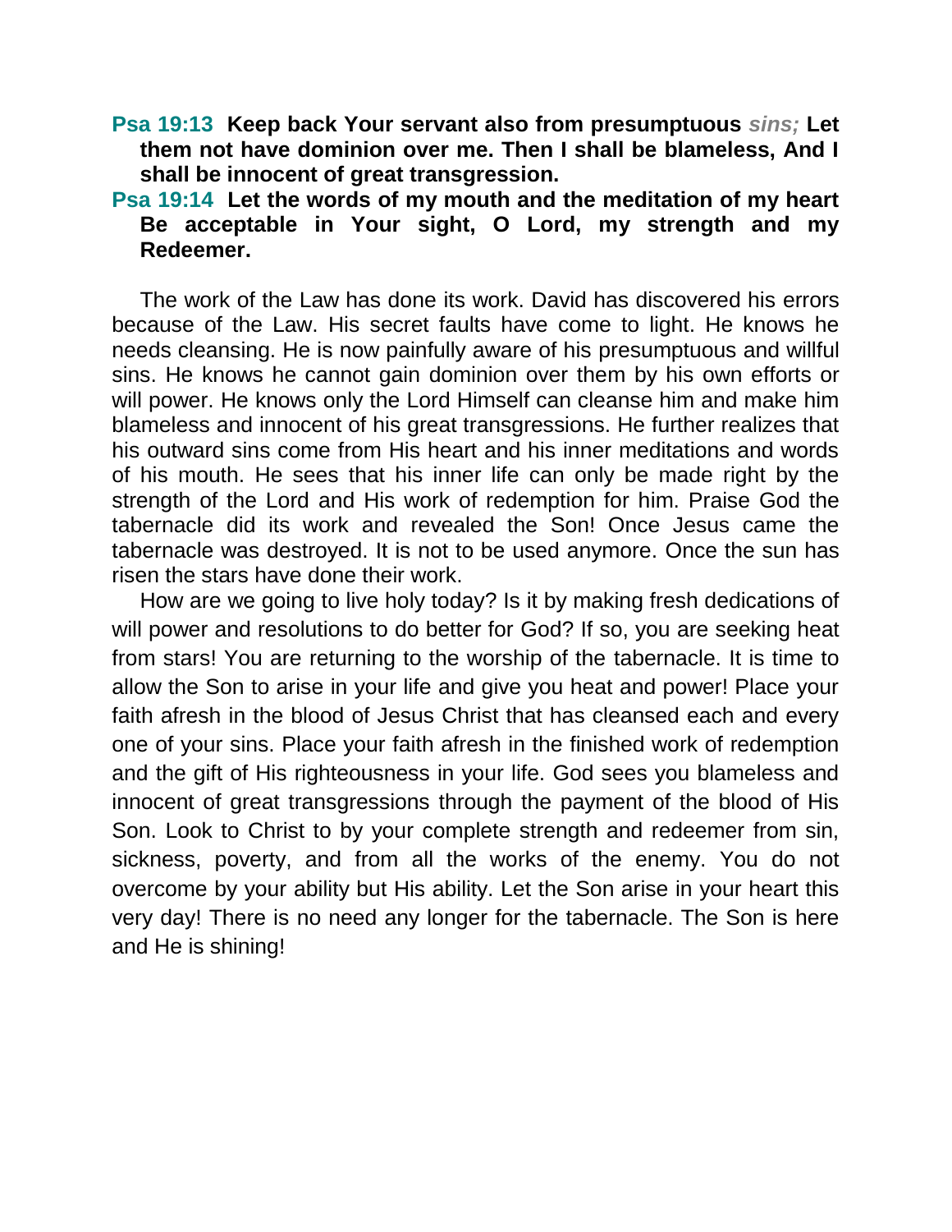**Psa 19:13 Keep back Your servant also from presumptuous *sins;* Let them not have dominion over me. Then I shall be blameless, And I shall be innocent of great transgression.**

**Psa 19:14 Let the words of my mouth and the meditation of my heart Be acceptable in Your sight, O Lord, my strength and my Redeemer.**

The work of the Law has done its work. David has discovered his errors because of the Law. His secret faults have come to light. He knows he needs cleansing. He is now painfully aware of his presumptuous and willful sins. He knows he cannot gain dominion over them by his own efforts or will power. He knows only the Lord Himself can cleanse him and make him blameless and innocent of his great transgressions. He further realizes that his outward sins come from His heart and his inner meditations and words of his mouth. He sees that his inner life can only be made right by the strength of the Lord and His work of redemption for him. Praise God the tabernacle did its work and revealed the Son! Once Jesus came the tabernacle was destroyed. It is not to be used anymore. Once the sun has risen the stars have done their work.

How are we going to live holy today? Is it by making fresh dedications of will power and resolutions to do better for God? If so, you are seeking heat from stars! You are returning to the worship of the tabernacle. It is time to allow the Son to arise in your life and give you heat and power! Place your faith afresh in the blood of Jesus Christ that has cleansed each and every one of your sins. Place your faith afresh in the finished work of redemption and the gift of His righteousness in your life. God sees you blameless and innocent of great transgressions through the payment of the blood of His Son. Look to Christ to by your complete strength and redeemer from sin, sickness, poverty, and from all the works of the enemy. You do not overcome by your ability but His ability. Let the Son arise in your heart this very day! There is no need any longer for the tabernacle. The Son is here and He is shining!